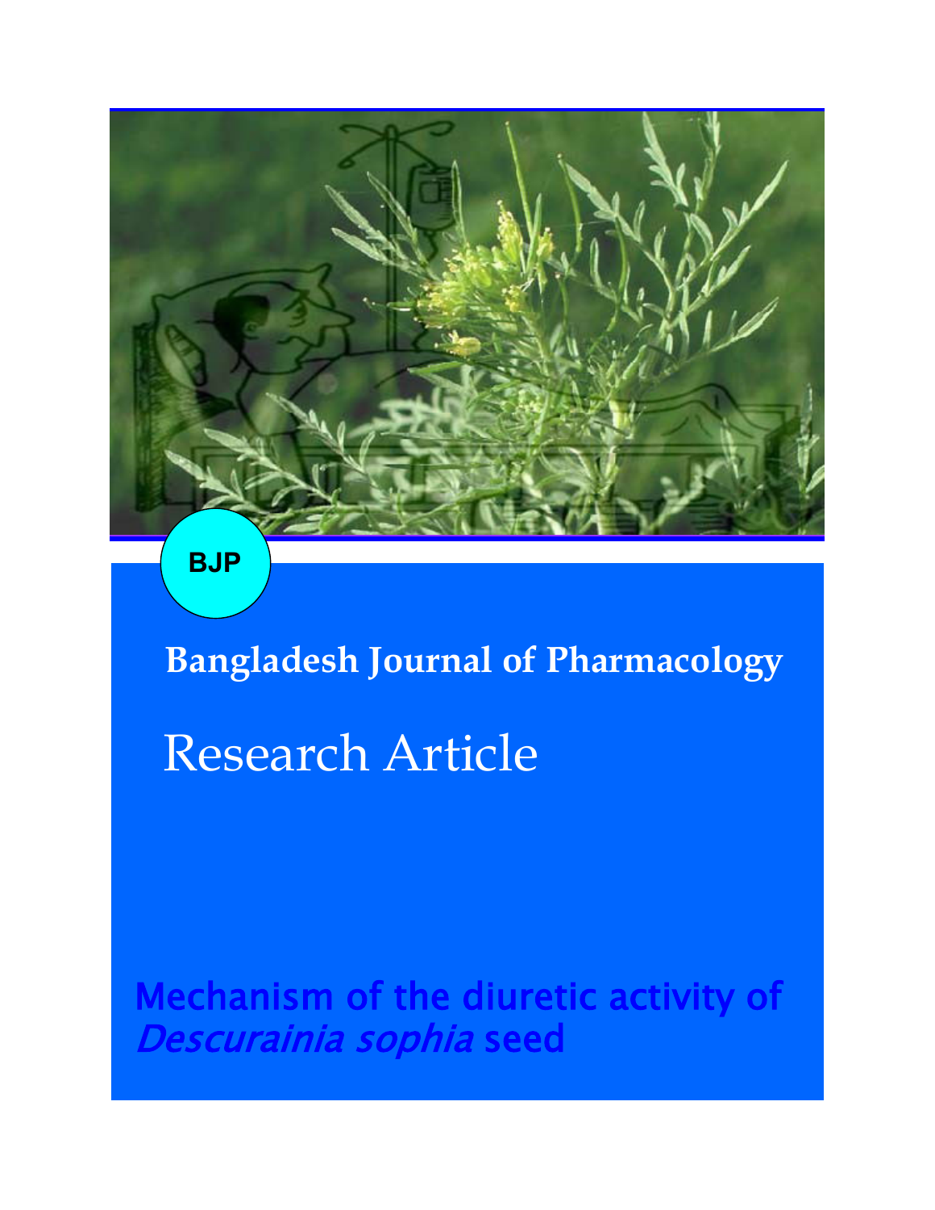BJP

Bangladesh Journal of Pharmacology

Research Article

# Mechanism of the diuretic activity of *Descurainia sophia* seed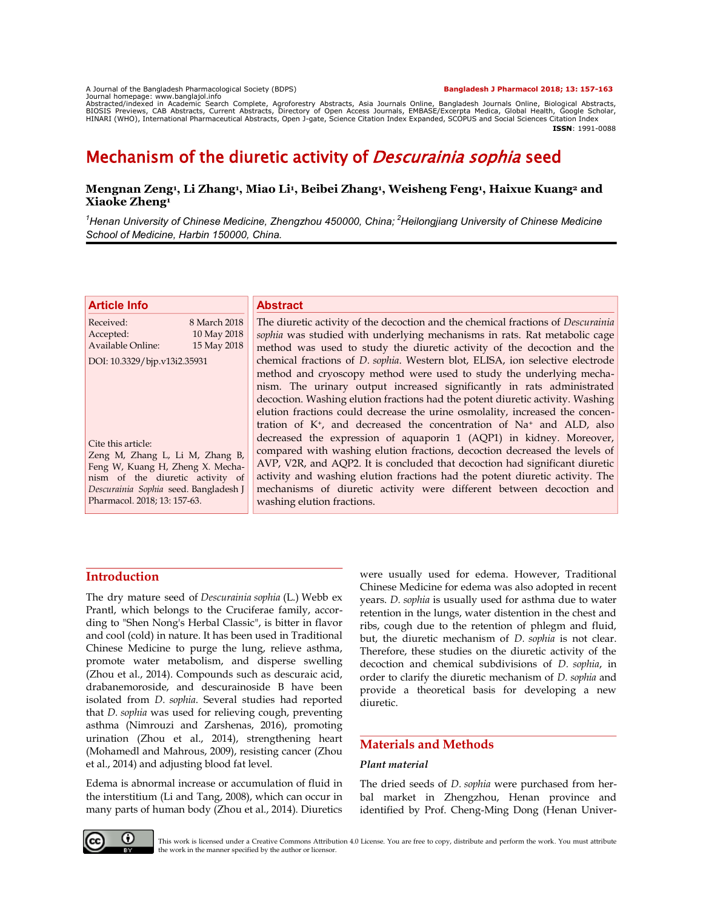# Mechanism of the diuretic activity of *Descurainia sophia* seed

**Mengnan Zeng[1], Li Zhang[1], Miao Li[1], Beibei Zhang[1], Weisheng Feng[1], Haixue Kuang[2] and Xiaoke Zheng[1]**

*[1]Henan University of Chinese Medicine, Zhengzhou 450000, China; [2]Heilongjiang University of Chinese Medicine School of Medicine, Harbin 150000, China.*

## Article Info

Received: 8 March 2018
Accepted: 10 May 2018
Available Online: 15 May 2018

DOI: 10.3329/bjp.v13i2.35931

Cite this article:
Zeng M, Zhang L, Li M, Zhang B, Feng W, Kuang H, Zheng X. Mechanism of the diuretic activity of *Descurainia Sophia* seed. Bangladesh J Pharmacol. 2018; 13: 157-63.

## Abstract

The diuretic activity of the decoction and the chemical fractions of *Descurainia sophia* was studied with underlying mechanisms in rats. Rat metabolic cage method was used to study the diuretic activity of the decoction and the chemical fractions of *D. sophia*. Western blot, ELISA, ion selective electrode method and cryoscopy method were used to study the underlying mechanism. The urinary output increased significantly in rats administrated decoction. Washing elution fractions had the potent diuretic activity. Washing elution fractions could decrease the urine osmolality, increased the concentration of $K^+$, and decreased the concentration of $Na^+$ and ALD, also decreased the expression of aquaporin 1 (AQP1) in kidney. Moreover, compared with washing elution fractions, decoction decreased the levels of AVP, V2R, and AQP2. It is concluded that decoction had significant diuretic activity and washing elution fractions had the potent diuretic activity. The mechanisms of diuretic activity were different between decoction and washing elution fractions.

## Introduction

The dry mature seed of *Descurainia sophia* (L.) Webb ex Prantl, which belongs to the Cruciferae family, according to "Shen Nong's Herbal Classic", is bitter in flavor and cool (cold) in nature. It has been used in Traditional Chinese Medicine to purge the lung, relieve asthma, promote water metabolism, and disperse swelling (Zhou et al., 2014). Compounds such as descuraic acid, drabanemoroside, and descurainoside B have been isolated from *D. sophia*. Several studies had reported that *D. sophia* was used for relieving cough, preventing asthma (Nimrouzi and Zarshenas, 2016), promoting urination (Zhou et al., 2014), strengthening heart (Mohamedl and Mahrous, 2009), resisting cancer (Zhou et al., 2014) and adjusting blood fat level.

Edema is abnormal increase or accumulation of fluid in the interstitium (Li and Tang, 2008), which can occur in many parts of human body (Zhou et al., 2014). Diuretics were usually used for edema. However, Traditional Chinese Medicine for edema was also adopted in recent years. *D. sophia* is usually used for asthma due to water retention in the lungs, water distention in the chest and ribs, cough due to the retention of phlegm and fluid, but, the diuretic mechanism of *D. sophia* is not clear. Therefore, these studies on the diuretic activity of the decoction and chemical subdivisions of *D. sophia*, in order to clarify the diuretic mechanism of *D. sophia* and provide a theoretical basis for developing a new diuretic.

## Materials and Methods

### *Plant material*

The dried seeds of *D. sophia* were purchased from herbal market in Zhengzhou, Henan province and identified by Prof. Cheng-Ming Dong (Henan Univer-

This work is licensed under a Creative Commons Attribution 4.0 License. You are free to copy, distribute and perform the work. You must attribute the work in the manner specified by the author or licensor.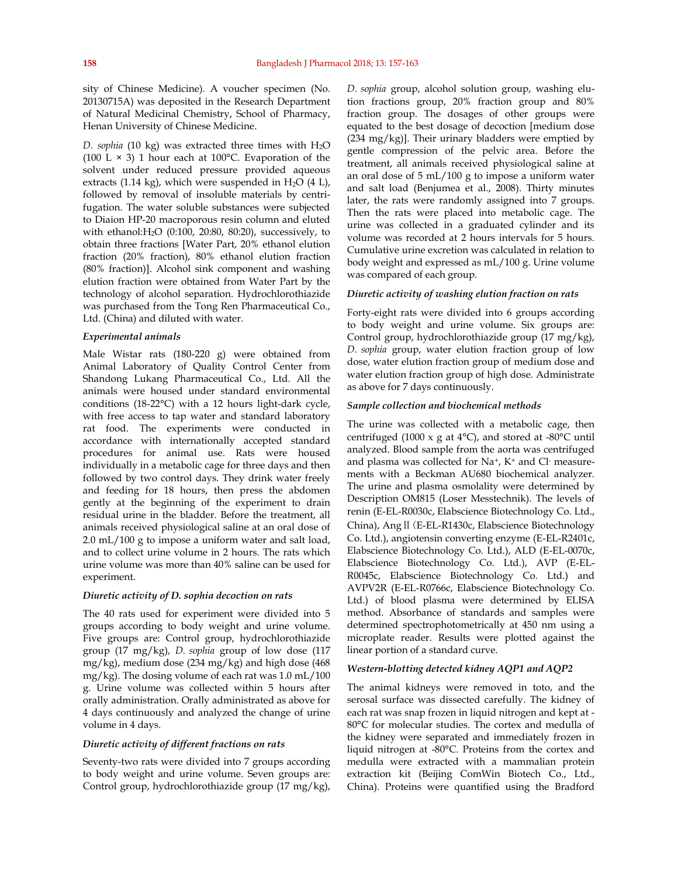sity of Chinese Medicine). A voucher specimen (No. 20130715A) was deposited in the Research Department of Natural Medicinal Chemistry, School of Pharmacy, Henan University of Chinese Medicine.

*D. sophia* (10 kg) was extracted three times with $H_2O$ (100 L × 3) 1 hour each at 100°C. Evaporation of the solvent under reduced pressure provided aqueous extracts (1.14 kg), which were suspended in $H_2O$ (4 L), followed by removal of insoluble materials by centrifugation. The water soluble substances were subjected to Diaion HP-20 macroporous resin column and eluted with ethanol:$H_2O$ (0:100, 20:80, 80:20), successively, to obtain three fractions [Water Part, 20% ethanol elution fraction (20% fraction), 80% ethanol elution fraction (80% fraction)]. Alcohol sink component and washing elution fraction were obtained from Water Part by the technology of alcohol separation. Hydrochlorothiazide was purchased from the Tong Ren Pharmaceutical Co., Ltd. (China) and diluted with water.

### *Experimental animals*

Male Wistar rats (180-220 g) were obtained from Animal Laboratory of Quality Control Center from Shandong Lukang Pharmaceutical Co., Ltd. All the animals were housed under standard environmental conditions (18-22°C) with a 12 hours light-dark cycle, with free access to tap water and standard laboratory rat food. The experiments were conducted in accordance with internationally accepted standard procedures for animal use. Rats were housed individually in a metabolic cage for three days and then followed by two control days. They drink water freely and feeding for 18 hours, then press the abdomen gently at the beginning of the experiment to drain residual urine in the bladder. Before the treatment, all animals received physiological saline at an oral dose of 2.0 mL/100 g to impose a uniform water and salt load, and to collect urine volume in 2 hours. The rats which urine volume was more than 40% saline can be used for experiment.

### *Diuretic activity of D. sophia decoction on rats*

The 40 rats used for experiment were divided into 5 groups according to body weight and urine volume. Five groups are: Control group, hydrochlorothiazide group (17 mg/kg), *D. sophia* group of low dose (117 mg/kg), medium dose (234 mg/kg) and high dose (468 mg/kg). The dosing volume of each rat was 1.0 mL/100 g. Urine volume was collected within 5 hours after orally administration. Orally administrated as above for 4 days continuously and analyzed the change of urine volume in 4 days.

### *Diuretic activity of different fractions on rats*

Seventy-two rats were divided into 7 groups according to body weight and urine volume. Seven groups are: Control group, hydrochlorothiazide group (17 mg/kg), *D. sophia* group, alcohol solution group, washing elution fractions group, 20% fraction group and 80% fraction group. The dosages of other groups were equated to the best dosage of decoction [medium dose (234 mg/kg)]. Their urinary bladders were emptied by gentle compression of the pelvic area. Before the treatment, all animals received physiological saline at an oral dose of 5 mL/100 g to impose a uniform water and salt load (Benjumea et al., 2008). Thirty minutes later, the rats were randomly assigned into 7 groups. Then the rats were placed into metabolic cage. The urine was collected in a graduated cylinder and its volume was recorded at 2 hours intervals for 5 hours. Cumulative urine excretion was calculated in relation to body weight and expressed as mL/100 g. Urine volume was compared of each group.

### *Diuretic activity of washing elution fraction on rats*

Forty-eight rats were divided into 6 groups according to body weight and urine volume. Six groups are: Control group, hydrochlorothiazide group (17 mg/kg), *D. sophia* group, water elution fraction group of low dose, water elution fraction group of medium dose and water elution fraction group of high dose. Administrate as above for 7 days continuously.

### *Sample collection and biochemical methods*

The urine was collected with a metabolic cage, then centrifuged (1000 x g at 4°C), and stored at -80°C until analyzed. Blood sample from the aorta was centrifuged and plasma was collected for $Na^+$, $K^+$ and $Cl^-$ measurements with a Beckman AU680 biochemical analyzer. The urine and plasma osmolality were determined by Description OM815 (Loser Messtechnik). The levels of renin (E-EL-R0030c, Elabscience Biotechnology Co. Ltd., China), AngⅡ (E-EL-R1430c, Elabscience Biotechnology Co. Ltd.), angiotensin converting enzyme (E-EL-R2401c, Elabscience Biotechnology Co. Ltd.), ALD (E-EL-0070c, Elabscience Biotechnology Co. Ltd.), AVP (E-EL-R0045c, Elabscience Biotechnology Co. Ltd.) and AVPV2R (E-EL-R0766c, Elabscience Biotechnology Co. Ltd.) of blood plasma were determined by ELISA method. Absorbance of standards and samples were determined spectrophotometrically at 450 nm using a microplate reader. Results were plotted against the linear portion of a standard curve.

### *Western-blotting detected kidney AQP1 and AQP2*

The animal kidneys were removed in toto, and the serosal surface was dissected carefully. The kidney of each rat was snap frozen in liquid nitrogen and kept at -80°C for molecular studies. The cortex and medulla of the kidney were separated and immediately frozen in liquid nitrogen at -80°C. Proteins from the cortex and medulla were extracted with a mammalian protein extraction kit (Beijing ComWin Biotech Co., Ltd., China). Proteins were quantified using the Bradford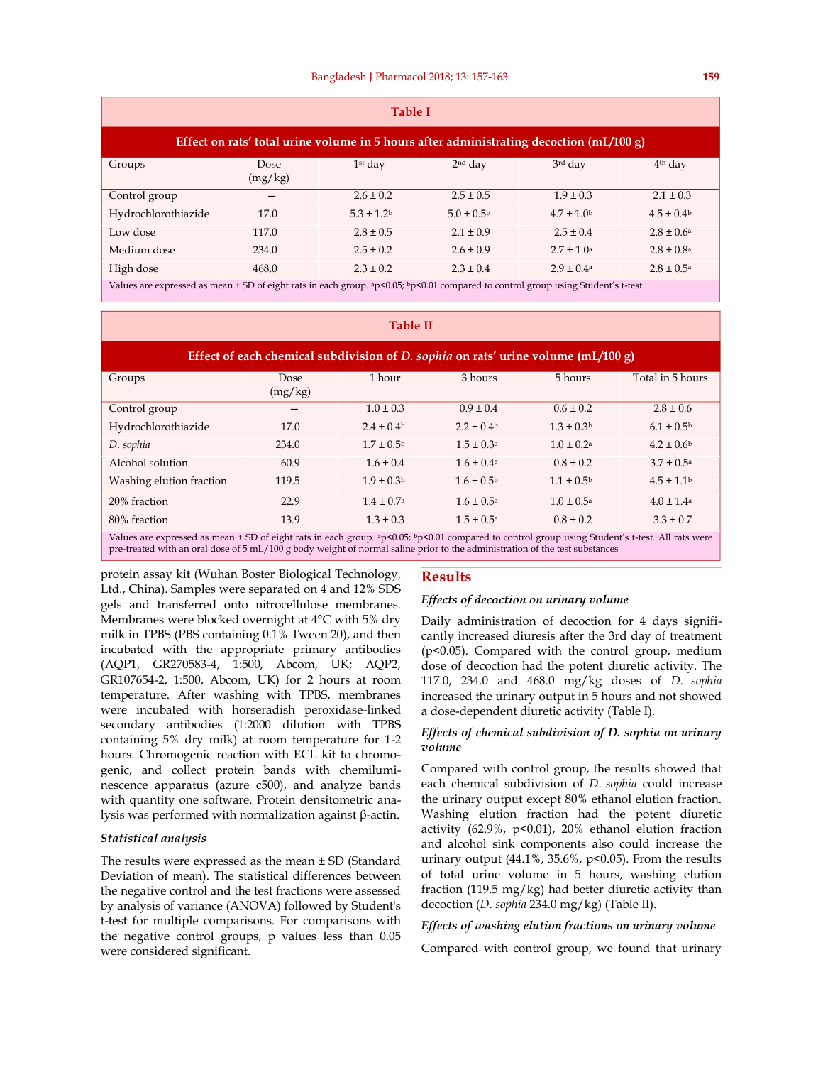**Table I**

**Effect on rats' total urine volume in 5 hours after administrating decoction (mL/100 g)**

| Groups | Dose (mg/kg) | 1st day | 2nd day | 3rd day | 4th day |
|---|---|---|---|---|---|
| Control group | – | 2.6 ± 0.2 | 2.5 ± 0.5 | 1.9 ± 0.3 | 2.1 ± 0.3 |
| Hydrochlorothiazide | 17.0 | 5.3 ± 1.2[b] | 5.0 ± 0.5[b] | 4.7 ± 1.0[b] | 4.5 ± 0.4[b] |
| Low dose | 117.0 | 2.8 ± 0.5 | 2.1 ± 0.9 | 2.5 ± 0.4 | 2.8 ± 0.6[a] |
| Medium dose | 234.0 | 2.5 ± 0.2 | 2.6 ± 0.9 | 2.7 ± 1.0[a] | 2.8 ± 0.8[a] |
| High dose | 468.0 | 2.3 ± 0.2 | 2.3 ± 0.4 | 2.9 ± 0.4[a] | 2.8 ± 0.5[a] |

Values are expressed as mean ± SD of eight rats in each group. [a]$p<0.05$; [b]$p<0.01$ compared to control group using Student's t-test

**Table II**

**Effect of each chemical subdivision of *D. sophia* on rats' urine volume (mL/100 g)**

| Groups | Dose (mg/kg) | 1 hour | 3 hours | 5 hours | Total in 5 hours |
|---|---|---|---|---|---|
| Control group | – | 1.0 ± 0.3 | 0.9 ± 0.4 | 0.6 ± 0.2 | 2.8 ± 0.6 |
| Hydrochlorothiazide | 17.0 | 2.4 ± 0.4[b] | 2.2 ± 0.4[b] | 1.3 ± 0.3[b] | 6.1 ± 0.5[b] |
| *D. sophia* | 234.0 | 1.7 ± 0.5[b] | 1.5 ± 0.3[a] | 1.0 ± 0.2[a] | 4.2 ± 0.6[b] |
| Alcohol solution | 60.9 | 1.6 ± 0.4 | 1.6 ± 0.4[a] | 0.8 ± 0.2 | 3.7 ± 0.5[a] |
| Washing elution fraction | 119.5 | 1.9 ± 0.3[b] | 1.6 ± 0.5[b] | 1.1 ± 0.5[b] | 4.5 ± 1.1[b] |
| 20% fraction | 22.9 | 1.4 ± 0.7[a] | 1.6 ± 0.5[a] | 1.0 ± 0.5[a] | 4.0 ± 1.4[a] |
| 80% fraction | 13.9 | 1.3 ± 0.3 | 1.5 ± 0.5[a] | 0.8 ± 0.2 | 3.3 ± 0.7 |

Values are expressed as mean ± SD of eight rats in each group. [a]$p<0.05$; [b]$p<0.01$ compared to control group using Student's t-test. All rats were pre-treated with an oral dose of 5 mL/100 g body weight of normal saline prior to the administration of the test substances

protein assay kit (Wuhan Boster Biological Technology, Ltd., China). Samples were separated on 4 and 12% SDS gels and transferred onto nitrocellulose membranes. Membranes were blocked overnight at 4°C with 5% dry milk in TPBS (PBS containing 0.1% Tween 20), and then incubated with the appropriate primary antibodies (AQP1, GR270583-4, 1:500, Abcom, UK; AQP2, GR107654-2, 1:500, Abcom, UK) for 2 hours at room temperature. After washing with TPBS, membranes were incubated with horseradish peroxidase-linked secondary antibodies (1:2000 dilution with TPBS containing 5% dry milk) at room temperature for 1-2 hours. Chromogenic reaction with ECL kit to chromogenic, and collect protein bands with chemiluminescence apparatus (azure c500), and analyze bands with quantity one software. Protein densitometric analysis was performed with normalization against β-actin.

### Statistical analysis

The results were expressed as the mean ± SD (Standard Deviation of mean). The statistical differences between the negative control and the test fractions were assessed by analysis of variance (ANOVA) followed by Student's t-test for multiple comparisons. For comparisons with the negative control groups, p values less than 0.05 were considered significant.

## Results

### Effects of decoction on urinary volume

Daily administration of decoction for 4 days significantly increased diuresis after the 3rd day of treatment ($p<0.05$). Compared with the control group, medium dose of decoction had the potent diuretic activity. The 117.0, 234.0 and 468.0 mg/kg doses of *D. sophia* increased the urinary output in 5 hours and not showed a dose-dependent diuretic activity (Table I).

### Effects of chemical subdivision of D. sophia on urinary volume

Compared with control group, the results showed that each chemical subdivision of *D. sophia* could increase the urinary output except 80% ethanol elution fraction. Washing elution fraction had the potent diuretic activity (62.9%, $p<0.01$), 20% ethanol elution fraction and alcohol sink components also could increase the urinary output (44.1%, 35.6%, $p<0.05$). From the results of total urine volume in 5 hours, washing elution fraction (119.5 mg/kg) had better diuretic activity than decoction (*D. sophia* 234.0 mg/kg) (Table II).

### Effects of washing elution fractions on urinary volume

Compared with control group, we found that urinary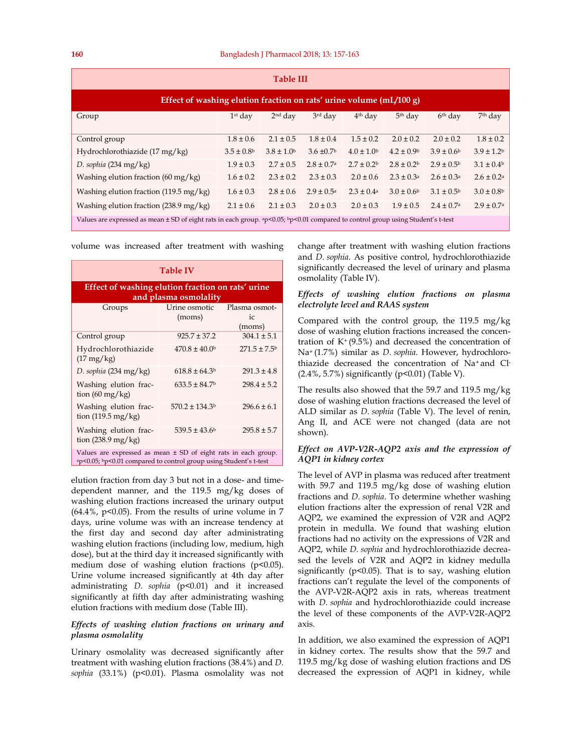**Table III**

**Effect of washing elution fraction on rats' urine volume (mL/100 g)**

| Group | 1st day | 2nd day | 3rd day | 4th day | 5th day | 6th day | 7th day |
|---|---|---|---|---|---|---|---|
| Control group | 1.8 ± 0.6 | 2.1 ± 0.5 | 1.8 ± 0.4 | 1.5 ± 0.2 | 2.0 ± 0.2 | 2.0 ± 0.2 | 1.8 ± 0.2 |
| Hydrochlorothiazide (17 mg/kg) | 3.5 ± 0.8[b] | 3.8 ± 1.0[b] | 3.6 ±0.7[b] | 4.0 ± 1.0[b] | 4.2 ± 0.9[b] | 3.9 ± 0.6[b] | 3.9 ± 1.2[b] |
| *D. sophia* (234 mg/kg) | 1.9 ± 0.3 | 2.7 ± 0.5 | 2.8 ± 0.7[a] | 2.7 ± 0.2[b] | 2.8 ± 0.2[b] | 2.9 ± 0.5[b] | 3.1 ± 0.4[b] |
| Washing elution fraction (60 mg/kg) | 1.6 ± 0.2 | 2.3 ± 0.2 | 2.3 ± 0.3 | 2.0 ± 0.6 | 2.3 ± 0.3[a] | 2.6 ± 0.3[a] | 2.6 ± 0.2[a] |
| Washing elution fraction (119.5 mg/kg) | 1.6 ± 0.3 | 2.8 ± 0.6 | 2.9 ± 0.5[a] | 2.3 ± 0.4[a] | 3.0 ± 0.6[b] | 3.1 ± 0.5[b] | 3.0 ± 0.8[b] |
| Washing elution fraction (238.9 mg/kg) | 2.1 ± 0.6 | 2.1 ± 0.3 | 2.0 ± 0.3 | 2.0 ± 0.3 | 1.9 ± 0.5 | 2.4 ± 0.7[a] | 2.9 ± 0.7[a] |

Values are expressed as mean ± SD of eight rats in each group. [a]$p<0.05$; [b]$p<0.01$ compared to control group using Student's t-test

volume was increased after treatment with washing elution fraction from day 3 but not in a dose- and time-dependent manner, and the 119.5 mg/kg doses of washing elution fractions increased the urinary output (64.4%, $p<0.05$). From the results of urine volume in 7 days, urine volume was with an increase tendency at the first day and second day after administrating washing elution fractions (including low, medium, high dose), but at the third day it increased significantly with medium dose of washing elution fractions ($p<0.05$). Urine volume increased significantly at 4th day after administrating *D. sophia* ($p<0.01$) and it increased significantly at fifth day after administrating washing elution fractions with medium dose (Table III).

**Table IV**

**Effect of washing elution fraction on rats' urine and plasma osmolality**

| Groups | Urine osmotic (moms) | Plasma osmotic (moms) |
|---|---|---|
| Control group | 925.7 ± 37.2 | 304.1 ± 5.1 |
| Hydrochlorothiazide (17 mg/kg) | 470.8 ± 40.0[b] | 271.5 ± 7.5[b] |
| *D. sophia* (234 mg/kg) | 618.8 ± 64.3[b] | 291.3 ± 4.8 |
| Washing elution fraction (60 mg/kg) | 633.5 ± 84.7[b] | 298.4 ± 5.2 |
| Washing elution fraction (119.5 mg/kg) | 570.2 ± 134.3[b] | 296.6 ± 6.1 |
| Washing elution fraction (238.9 mg/kg) | 539.5 ± 43.6[b] | 295.8 ± 5.7 |

Values are expressed as mean ± SD of eight rats in each group. [a]$p<0.05$; [b]$p<0.01$ compared to control group using Student's t-test

### *Effects of washing elution fractions on urinary and plasma osmolality*

Urinary osmolality was decreased significantly after treatment with washing elution fractions (38.4%) and *D. sophia* (33.1%) ($p<0.01$). Plasma osmolality was not change after treatment with washing elution fractions and *D. sophia*. As positive control, hydrochlorothiazide significantly decreased the level of urinary and plasma osmolality (Table IV).

### *Effects of washing elution fractions on plasma electrolyte level and RAAS system*

Compared with the control group, the 119.5 mg/kg dose of washing elution fractions increased the concentration of $K^+$ (9.5%) and decreased the concentration of $Na^+$ (1.7%) similar as *D. sophia*. However, hydrochlorothiazide decreased the concentration of $Na^+$ and $Cl^-$ (2.4%, 5.7%) significantly ($p<0.01$) (Table V).

The results also showed that the 59.7 and 119.5 mg/kg dose of washing elution fractions decreased the level of ALD similar as *D. sophia* (Table V). The level of renin, Ang II, and ACE were not changed (data are not shown).

### *Effect on AVP-V2R-AQP2 axis and the expression of AQP1 in kidney cortex*

The level of AVP in plasma was reduced after treatment with 59.7 and 119.5 mg/kg dose of washing elution fractions and *D. sophia*. To determine whether washing elution fractions alter the expression of renal V2R and AQP2, we examined the expression of V2R and AQP2 protein in medulla. We found that washing elution fractions had no activity on the expressions of V2R and AQP2, while *D. sophia* and hydrochlorothiazide decreased the levels of V2R and AQP2 in kidney medulla significantly ($p<0.05$). That is to say, washing elution fractions can't regulate the level of the components of the AVP-V2R-AQP2 axis in rats, whereas treatment with *D. sophia* and hydrochlorothiazide could increase the level of these components of the AVP-V2R-AQP2 axis.

In addition, we also examined the expression of AQP1 in kidney cortex. The results show that the 59.7 and 119.5 mg/kg dose of washing elution fractions and DS decreased the expression of AQP1 in kidney, while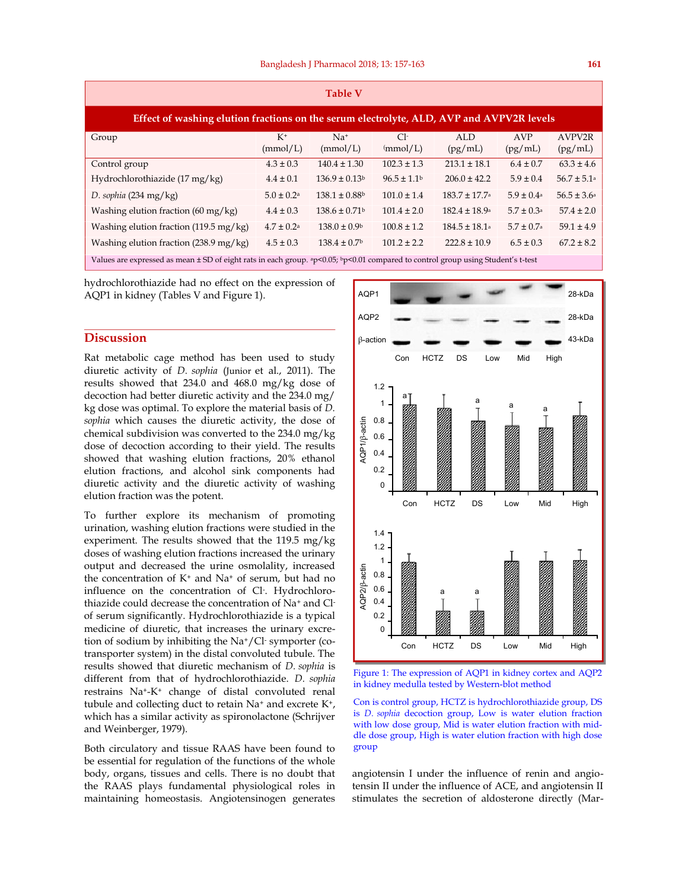**Table V**

**Effect of washing elution fractions on the serum electrolyte, ALD, AVP and AVPV2R levels**

| Group | $K^+$ (mmol/L) | $Na^+$ (mmol/L) | $Cl^-$ (mmol/L) | ALD (pg/mL) | AVP (pg/mL) | AVPV2R (pg/mL) |
|---|---|---|---|---|---|---|
| Control group | 4.3 ± 0.3 | 140.4 ± 1.30 | 102.3 ± 1.3 | 213.1 ± 18.1 | 6.4 ± 0.7 | 63.3 ± 4.6 |
| Hydrochlorothiazide (17 mg/kg) | 4.4 ± 0.1 | 136.9 ± 0.13[b] | 96.5 ± 1.1[b] | 206.0 ± 42.2 | 5.9 ± 0.4 | 56.7 ± 5.1[a] |
| *D. sophia* (234 mg/kg) | 5.0 ± 0.2[a] | 138.1 ± 0.88[b] | 101.0 ± 1.4 | 183.7 ± 17.7[a] | 5.9 ± 0.4[a] | 56.5 ± 3.6[a] |
| Washing elution fraction (60 mg/kg) | 4.4 ± 0.3 | 138.6 ± 0.71[b] | 101.4 ± 2.0 | 182.4 ± 18.9[a] | 5.7 ± 0.3[a] | 57.4 ± 2.0 |
| Washing elution fraction (119.5 mg/kg) | 4.7 ± 0.2[a] | 138.0 ± 0.9[b] | 100.8 ± 1.2 | 184.5 ± 18.1[a] | 5.7 ± 0.7[a] | 59.1 ± 4.9 |
| Washing elution fraction (238.9 mg/kg) | 4.5 ± 0.3 | 138.4 ± 0.7[b] | 101.2 ± 2.2 | 222.8 ± 10.9 | 6.5 ± 0.3 | 67.2 ± 8.2 |

Values are expressed as mean ± SD of eight rats in each group. [a]$p<0.05$; [b]$p<0.01$ compared to control group using Student's t-test

hydrochlorothiazide had no effect on the expression of AQP1 in kidney (Tables V and Figure 1).

## Discussion

Rat metabolic cage method has been used to study diuretic activity of *D. sophia* (Junior et al., 2011). The results showed that 234.0 and 468.0 mg/kg dose of decoction had better diuretic activity and the 234.0 mg/kg dose was optimal. To explore the material basis of *D. sophia* which causes the diuretic activity, the dose of chemical subdivision was converted to the 234.0 mg/kg dose of decoction according to their yield. The results showed that washing elution fractions, 20% ethanol elution fractions, and alcohol sink components had diuretic activity and the diuretic activity of washing elution fraction was the potent.

To further explore its mechanism of promoting urination, washing elution fractions were studied in the experiment. The results showed that the 119.5 mg/kg doses of washing elution fractions increased the urinary output and decreased the urine osmolality, increased the concentration of $K^+$ and $Na^+$ of serum, but had no influence on the concentration of $Cl^-$. Hydrochlorothiazide could decrease the concentration of $Na^+$ and $Cl^-$ of serum significantly. Hydrochlorothiazide is a typical medicine of diuretic, that increases the urinary excretion of sodium by inhibiting the $Na^+/Cl^-$ symporter (co-transporter system) in the distal convoluted tubule. The results showed that diuretic mechanism of *D. sophia* is different from that of hydrochlorothiazide. *D. sophia* restrains $Na^+$-$K^+$ change of distal convoluted renal tubule and collecting duct to retain $Na^+$ and excrete $K^+$, which has a similar activity as spironolactone (Schrijver and Weinberger, 1979).

Both circulatory and tissue RAAS have been found to be essential for regulation of the functions of the whole body, organs, tissues and cells. There is no doubt that the RAAS plays fundamental physiological roles in maintaining homeostasis. Angiotensinogen generates angiotensin I under the influence of renin and angiotensin II under the influence of ACE, and angiotensin II stimulates the secretion of aldosterone directly (Mar-

Figure 1: The expression of AQP1 in kidney cortex and AQP2 in kidney medulla tested by Western-blot method

Con is control group, HCTZ is hydrochlorothiazide group, DS is *D. sophia* decoction group, Low is water elution fraction with low dose group, Mid is water elution fraction with middle dose group, High is water elution fraction with high dose group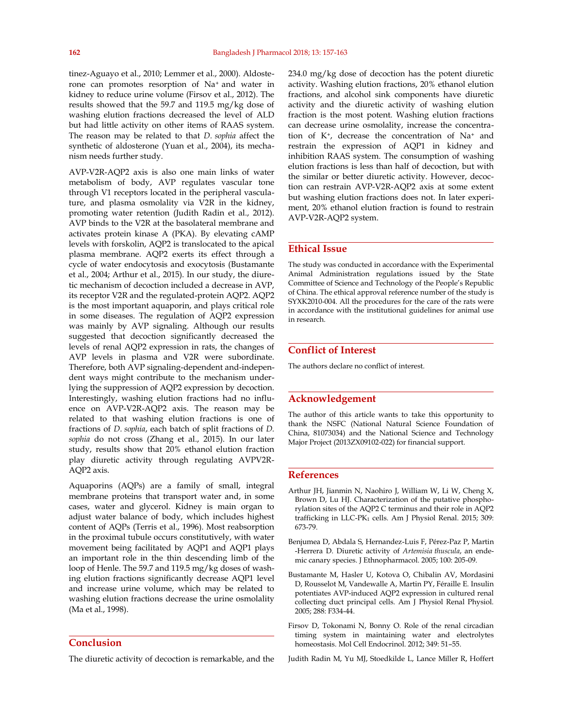tinez-Aguayo et al., 2010; Lemmer et al., 2000). Aldosterone can promotes resorption of $Na^+$ and water in kidney to reduce urine volume (Firsov et al., 2012). The results showed that the 59.7 and 119.5 mg/kg dose of washing elution fractions decreased the level of ALD but had little activity on other items of RAAS system. The reason may be related to that *D. sophia* affect the synthetic of aldosterone (Yuan et al., 2004), its mechanism needs further study.

AVP-V2R-AQP2 axis is also one main links of water metabolism of body, AVP regulates vascular tone through V1 receptors located in the peripheral vasculature, and plasma osmolality via V2R in the kidney, promoting water retention (Judith Radin et al., 2012). AVP binds to the V2R at the basolateral membrane and activates protein kinase A (PKA). By elevating cAMP levels with forskolin, AQP2 is translocated to the apical plasma membrane. AQP2 exerts its effect through a cycle of water endocytosis and exocytosis (Bustamante et al., 2004; Arthur et al., 2015). In our study, the diuretic mechanism of decoction included a decrease in AVP, its receptor V2R and the regulated-protein AQP2. AQP2 is the most important aquaporin, and plays critical role in some diseases. The regulation of AQP2 expression was mainly by AVP signaling. Although our results suggested that decoction significantly decreased the levels of renal AQP2 expression in rats, the changes of AVP levels in plasma and V2R were subordinate. Therefore, both AVP signaling-dependent and-independent ways might contribute to the mechanism underlying the suppression of AQP2 expression by decoction. Interestingly, washing elution fractions had no influence on AVP-V2R-AQP2 axis. The reason may be related to that washing elution fractions is one of fractions of *D. sophia*, each batch of split fractions of *D. sophia* do not cross (Zhang et al., 2015). In our later study, results show that 20% ethanol elution fraction play diuretic activity through regulating AVPV2R-AQP2 axis.

Aquaporins (AQPs) are a family of small, integral membrane proteins that transport water and, in some cases, water and glycerol. Kidney is main organ to adjust water balance of body, which includes highest content of AQPs (Terris et al., 1996). Most reabsorption in the proximal tubule occurs constitutively, with water movement being facilitated by AQP1 and AQP1 plays an important role in the thin descending limb of the loop of Henle. The 59.7 and 119.5 mg/kg doses of washing elution fractions significantly decrease AQP1 level and increase urine volume, which may be related to washing elution fractions decrease the urine osmolality (Ma et al., 1998).

## Conclusion

The diuretic activity of decoction is remarkable, and the 234.0 mg/kg dose of decoction has the potent diuretic activity. Washing elution fractions, 20% ethanol elution fractions, and alcohol sink components have diuretic activity and the diuretic activity of washing elution fraction is the most potent. Washing elution fractions can decrease urine osmolality, increase the concentration of $K^+$, decrease the concentration of $Na^+$ and restrain the expression of AQP1 in kidney and inhibition RAAS system. The consumption of washing elution fractions is less than half of decoction, but with the similar or better diuretic activity. However, decoction can restrain AVP-V2R-AQP2 axis at some extent but washing elution fractions does not. In later experiment, 20% ethanol elution fraction is found to restrain AVP-V2R-AQP2 system.

## Ethical Issue

The study was conducted in accordance with the Experimental Animal Administration regulations issued by the State Committee of Science and Technology of the People's Republic of China. The ethical approval reference number of the study is SYXK2010-004. All the procedures for the care of the rats were in accordance with the institutional guidelines for animal use in research.

## Conflict of Interest

The authors declare no conflict of interest.

## Acknowledgement

The author of this article wants to take this opportunity to thank the NSFC (National Natural Science Foundation of China, 81073034) and the National Science and Technology Major Project (2013ZX09102-022) for financial support.

## References

Arthur JH, Jianmin N, Naohiro J, William W, Li W, Cheng X, Brown D, Lu HJ. Characterization of the putative phosphorylation sites of the AQP2 C terminus and their role in AQP2 trafficking in LLC-$PK_1$ cells. Am J Physiol Renal. 2015; 309: 673-79.

Benjumea D, Abdala S, Hernandez-Luis F, Pérez-Paz P, Martin -Herrera D. Diuretic activity of *Artemisia thuscula*, an endemic canary species. J Ethnopharmacol. 2005; 100: 205-09.

Bustamante M, Hasler U, Kotova O, Chibalin AV, Mordasini D, Rousselot M, Vandewalle A, Martin PY, Féraille E. Insulin potentiates AVP-induced AQP2 expression in cultured renal collecting duct principal cells. Am J Physiol Renal Physiol. 2005; 288: F334-44.

Firsov D, Tokonami N, Bonny O. Role of the renal circadian timing system in maintaining water and electrolytes homeostasis. Mol Cell Endocrinol. 2012; 349: 51–55.

Judith Radin M, Yu MJ, Stoedkilde L, Lance Miller R, Hoffert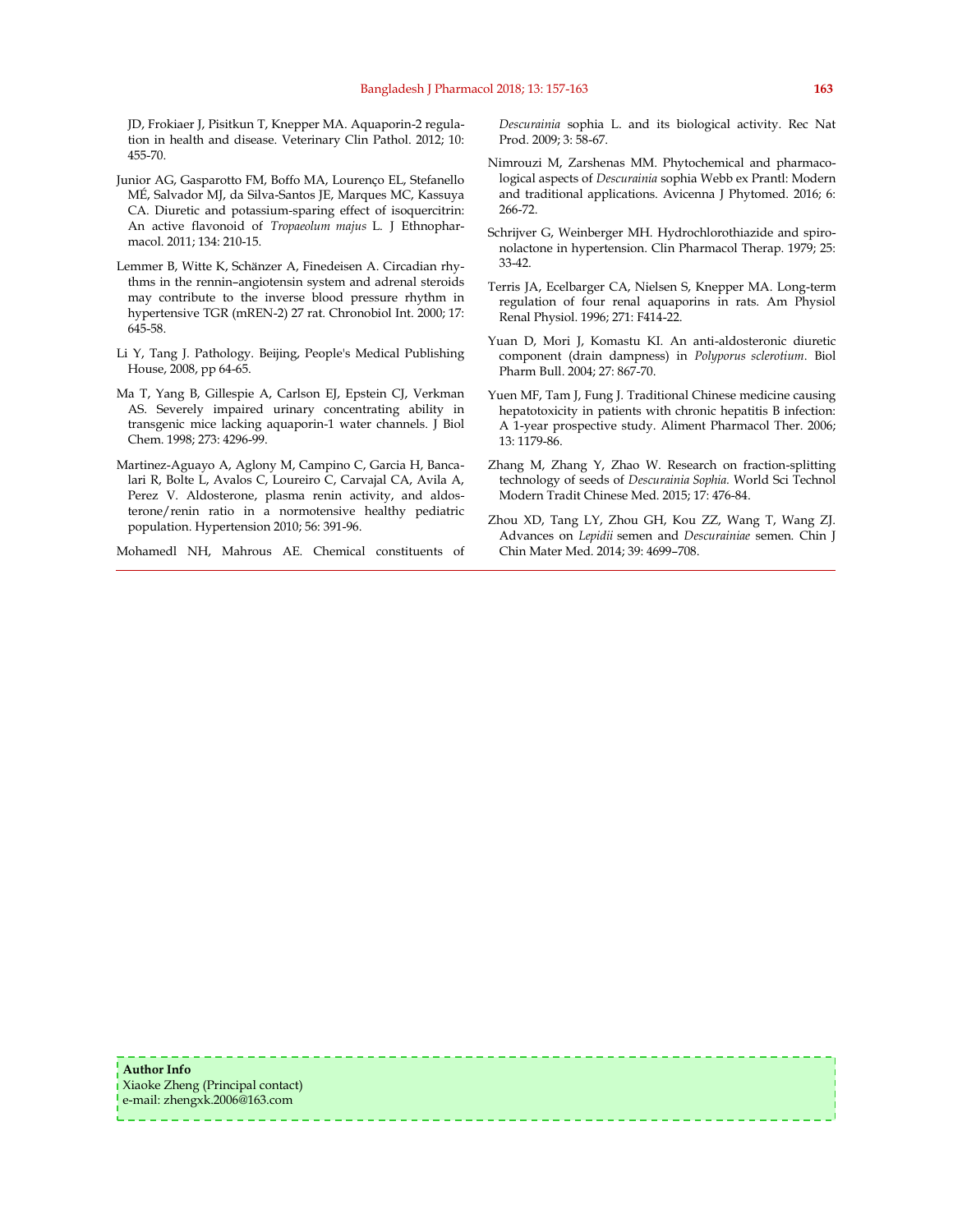JD, Frokiaer J, Pisitkun T, Knepper MA. Aquaporin-2 regulation in health and disease. Veterinary Clin Pathol. 2012; 10: 455-70.

Junior AG, Gasparotto FM, Boffo MA, Lourenço EL, Stefanello MÉ, Salvador MJ, da Silva-Santos JE, Marques MC, Kassuya CA. Diuretic and potassium-sparing effect of isoquercitrin: An active flavonoid of *Tropaeolum majus* L. J Ethnopharmacol. 2011; 134: 210-15.

Lemmer B, Witte K, Schänzer A, Finedeisen A. Circadian rhythms in the rennin–angiotensin system and adrenal steroids may contribute to the inverse blood pressure rhythm in hypertensive TGR (mREN-2) 27 rat. Chronobiol Int. 2000; 17: 645-58.

Li Y, Tang J. Pathology. Beijing, People's Medical Publishing House, 2008, pp 64-65.

Ma T, Yang B, Gillespie A, Carlson EJ, Epstein CJ, Verkman AS. Severely impaired urinary concentrating ability in transgenic mice lacking aquaporin-1 water channels. J Biol Chem. 1998; 273: 4296-99.

Martinez-Aguayo A, Aglony M, Campino C, Garcia H, Bancalari R, Bolte L, Avalos C, Loureiro C, Carvajal CA, Avila A, Perez V. Aldosterone, plasma renin activity, and aldosterone/renin ratio in a normotensive healthy pediatric population. Hypertension 2010; 56: 391-96.

Mohamedl NH, Mahrous AE. Chemical constituents of *Descurainia* sophia L. and its biological activity. Rec Nat Prod. 2009; 3: 58-67.

Nimrouzi M, Zarshenas MM. Phytochemical and pharmacological aspects of *Descurainia* sophia Webb ex Prantl: Modern and traditional applications. Avicenna J Phytomed. 2016; 6: 266-72.

Schrijver G, Weinberger MH. Hydrochlorothiazide and spironolactone in hypertension. Clin Pharmacol Therap. 1979; 25: 33-42.

Terris JA, Ecelbarger CA, Nielsen S, Knepper MA. Long-term regulation of four renal aquaporins in rats. Am Physiol Renal Physiol. 1996; 271: F414-22.

Yuan D, Mori J, Komastu KI. An anti-aldosteronic diuretic component (drain dampness) in *Polyporus sclerotium*. Biol Pharm Bull. 2004; 27: 867-70.

Yuen MF, Tam J, Fung J. Traditional Chinese medicine causing hepatotoxicity in patients with chronic hepatitis B infection: A 1-year prospective study. Aliment Pharmacol Ther. 2006; 13: 1179-86.

Zhang M, Zhang Y, Zhao W. Research on fraction-splitting technology of seeds of *Descurainia Sophia.* World Sci Technol Modern Tradit Chinese Med. 2015; 17: 476-84.

Zhou XD, Tang LY, Zhou GH, Kou ZZ, Wang T, Wang ZJ. Advances on *Lepidii* semen and *Descurainiae* semen. Chin J Chin Mater Med. 2014; 39: 4699–708.

**Author Info**
Xiaoke Zheng (Principal contact)
e-mail: zhengxk.2006@163.com